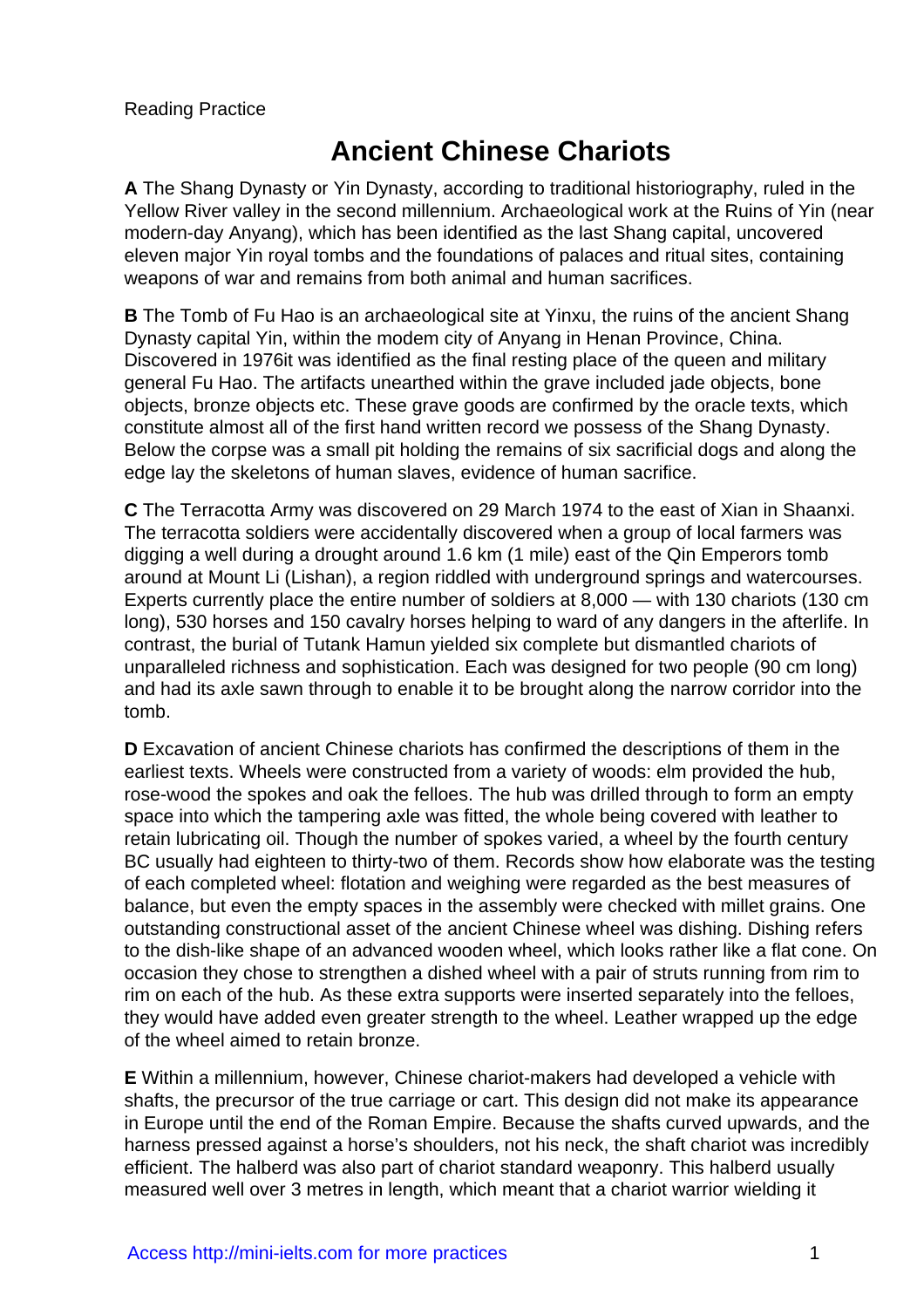Reading Practice

# Ancient Chinese Chariots

**A** The Shang Dynasty or Yin Dynasty, according to traditional historiography, ruled in the Yellow River valley in the second millennium. Archaeological work at the Ruins of Yin (near modern-day Anyang), which has been identified as the last Shang capital, uncovered eleven major Yin royal tombs and the foundations of palaces and ritual sites, containing weapons of war and remains from both animal and human sacrifices.

**B** The Tomb of Fu Hao is an archaeological site at Yinxu, the ruins of the ancient Shang Dynasty capital Yin, within the modem city of Anyang in Henan Province, China. Discovered in 1976it was identified as the final resting place of the queen and military general Fu Hao. The artifacts unearthed within the grave included jade objects, bone objects, bronze objects etc. These grave goods are confirmed by the oracle texts, which constitute almost all of the first hand written record we possess of the Shang Dynasty. Below the corpse was a small pit holding the remains of six sacrificial dogs and along the edge lay the skeletons of human slaves, evidence of human sacrifice.

**C** The Terracotta Army was discovered on 29 March 1974 to the east of Xian in Shaanxi. The terracotta soldiers were accidentally discovered when a group of local farmers was digging a well during a drought around 1.6 km (1 mile) east of the Qin Emperors tomb around at Mount Li (Lishan), a region riddled with underground springs and watercourses. Experts currently place the entire number of soldiers at 8,000 — with 130 chariots (130 cm long), 530 horses and 150 cavalry horses helping to ward of any dangers in the afterlife. In contrast, the burial of Tutank Hamun yielded six complete but dismantled chariots of unparalleled richness and sophistication. Each was designed for two people (90 cm long) and had its axle sawn through to enable it to be brought along the narrow corridor into the tomb.

**D** Excavation of ancient Chinese chariots has confirmed the descriptions of them in the earliest texts. Wheels were constructed from a variety of woods: elm provided the hub, rose-wood the spokes and oak the felloes. The hub was drilled through to form an empty space into which the tampering axle was fitted, the whole being covered with leather to retain lubricating oil. Though the number of spokes varied, a wheel by the fourth century BC usually had eighteen to thirty-two of them. Records show how elaborate was the testing of each completed wheel: flotation and weighing were regarded as the best measures of balance, but even the empty spaces in the assembly were checked with millet grains. One outstanding constructional asset of the ancient Chinese wheel was dishing. Dishing refers to the dish-like shape of an advanced wooden wheel, which looks rather like a flat cone. On occasion they chose to strengthen a dished wheel with a pair of struts running from rim to rim on each of the hub. As these extra supports were inserted separately into the felloes, they would have added even greater strength to the wheel. Leather wrapped up the edge of the wheel aimed to retain bronze.

**E** Within a millennium, however, Chinese chariot-makers had developed a vehicle with shafts, the precursor of the true carriage or cart. This design did not make its appearance in Europe until the end of the Roman Empire. Because the shafts curved upwards, and the harness pressed against a horse's shoulders, not his neck, the shaft chariot was incredibly efficient. The halberd was also part of chariot standard weaponry. This halberd usually measured well over 3 metres in length, which meant that a chariot warrior wielding it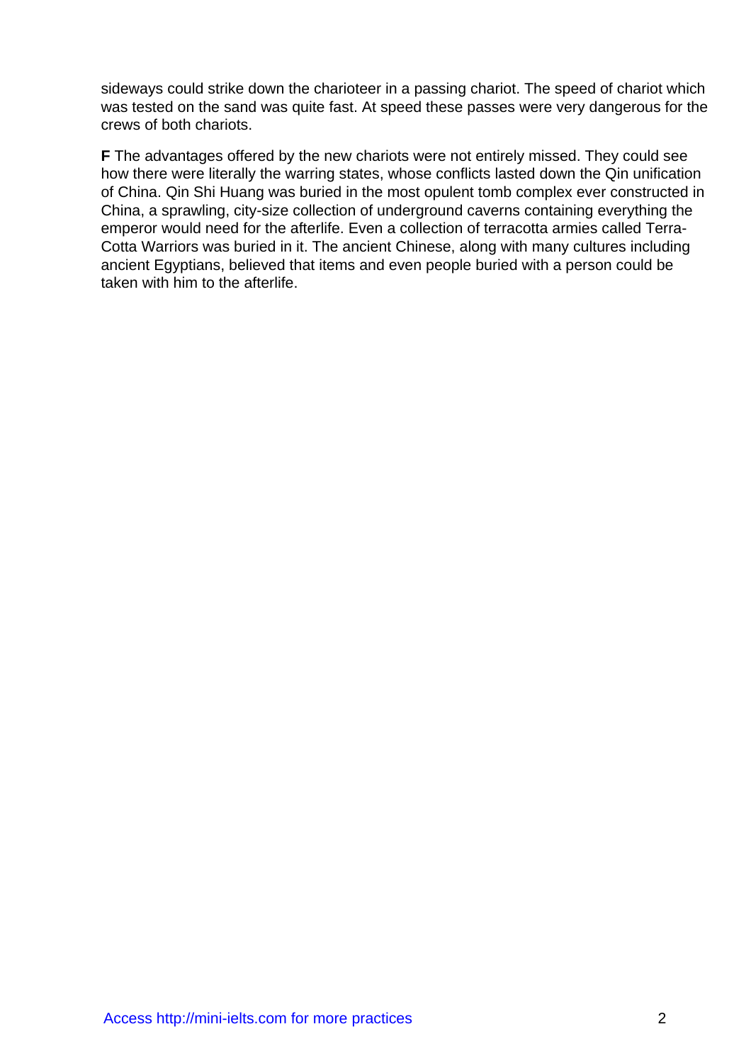sideways could strike down the charioteer in a passing chariot. The speed of chariot which was tested on the sand was quite fast. At speed these passes were very dangerous for the crews of both chariots.

**F** The advantages offered by the new chariots were not entirely missed. They could see how there were literally the warring states, whose conflicts lasted down the Qin unification of China. Qin Shi Huang was buried in the most opulent tomb complex ever constructed in China, a sprawling, city-size collection of underground caverns containing everything the emperor would need for the afterlife. Even a collection of terracotta armies called Terra-Cotta Warriors was buried in it. The ancient Chinese, along with many cultures including ancient Egyptians, believed that items and even people buried with a person could be taken with him to the afterlife.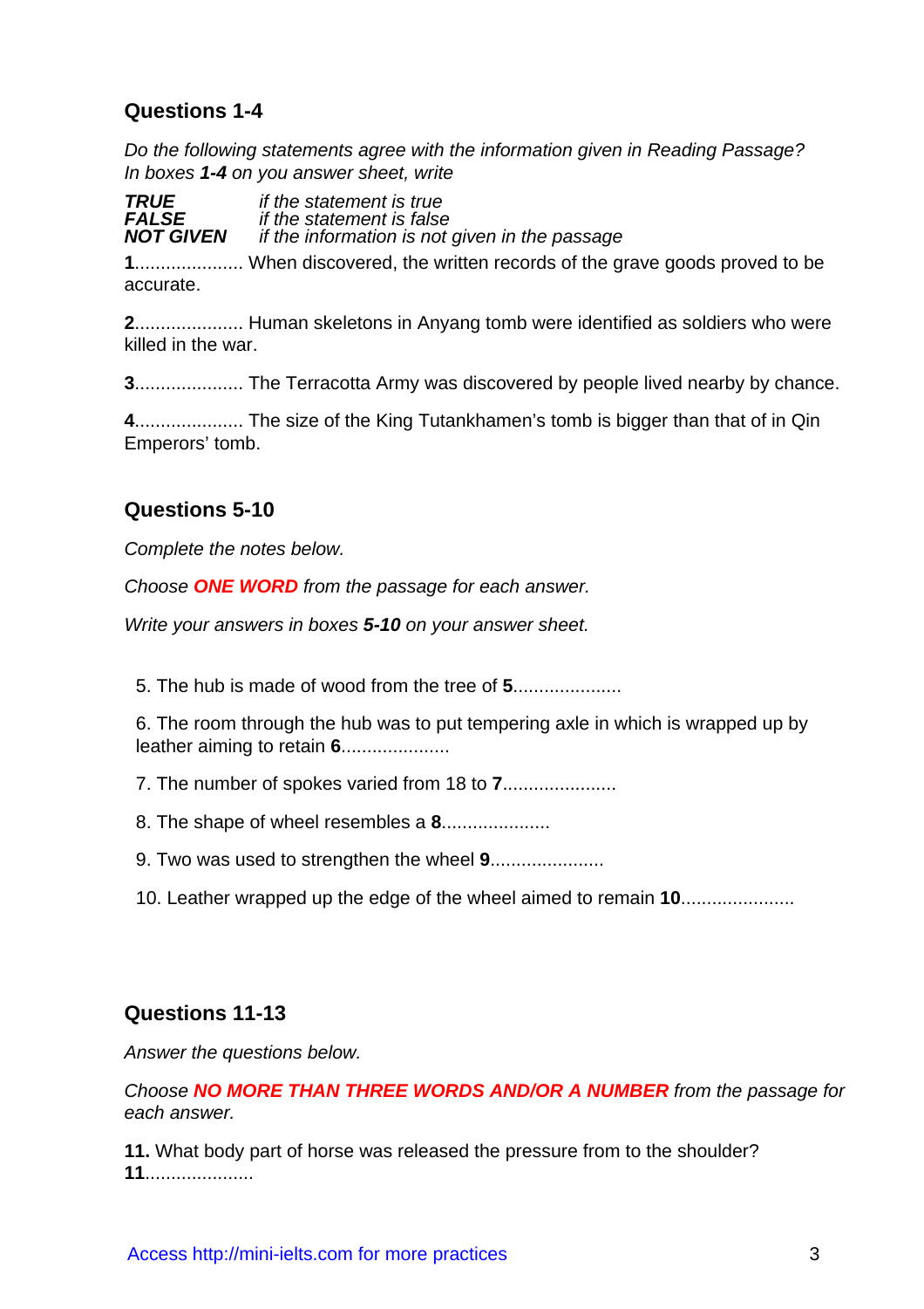## Questions 1-4

*Do the following statements agree with the information given in Reading Passage?*
*In boxes **1-4** on you answer sheet, write*

| | |
|---|---|
| ***TRUE*** | *if the statement is true* |
| ***FALSE*** | *if the statement is false* |
| ***NOT GIVEN*** | *if the information is not given in the passage* |

**1**..................... When discovered, the written records of the grave goods proved to be accurate.

**2**..................... Human skeletons in Anyang tomb were identified as soldiers who were killed in the war.

**3**..................... The Terracotta Army was discovered by people lived nearby by chance.

**4**..................... The size of the King Tutankhamen's tomb is bigger than that of in Qin Emperors' tomb.

## Questions 5-10

*Complete the notes below.*

*Choose **ONE WORD** from the passage for each answer.*

*Write your answers in boxes **5-10** on your answer sheet.*

5. The hub is made of wood from the tree of **5**.....................
6. The room through the hub was to put tempering axle in which is wrapped up by leather aiming to retain **6**.....................
7. The number of spokes varied from 18 to **7**.....................
8. The shape of wheel resembles a **8**.....................
9. Two was used to strengthen the wheel **9**.....................
10. Leather wrapped up the edge of the wheel aimed to remain **10**.....................

## Questions 11-13

*Answer the questions below.*

*Choose **NO MORE THAN THREE WORDS AND/OR A NUMBER** from the passage for each answer.*

**11.** What body part of horse was released the pressure from to the shoulder?
**11**.....................

Access http://mini-ielts.com for more practices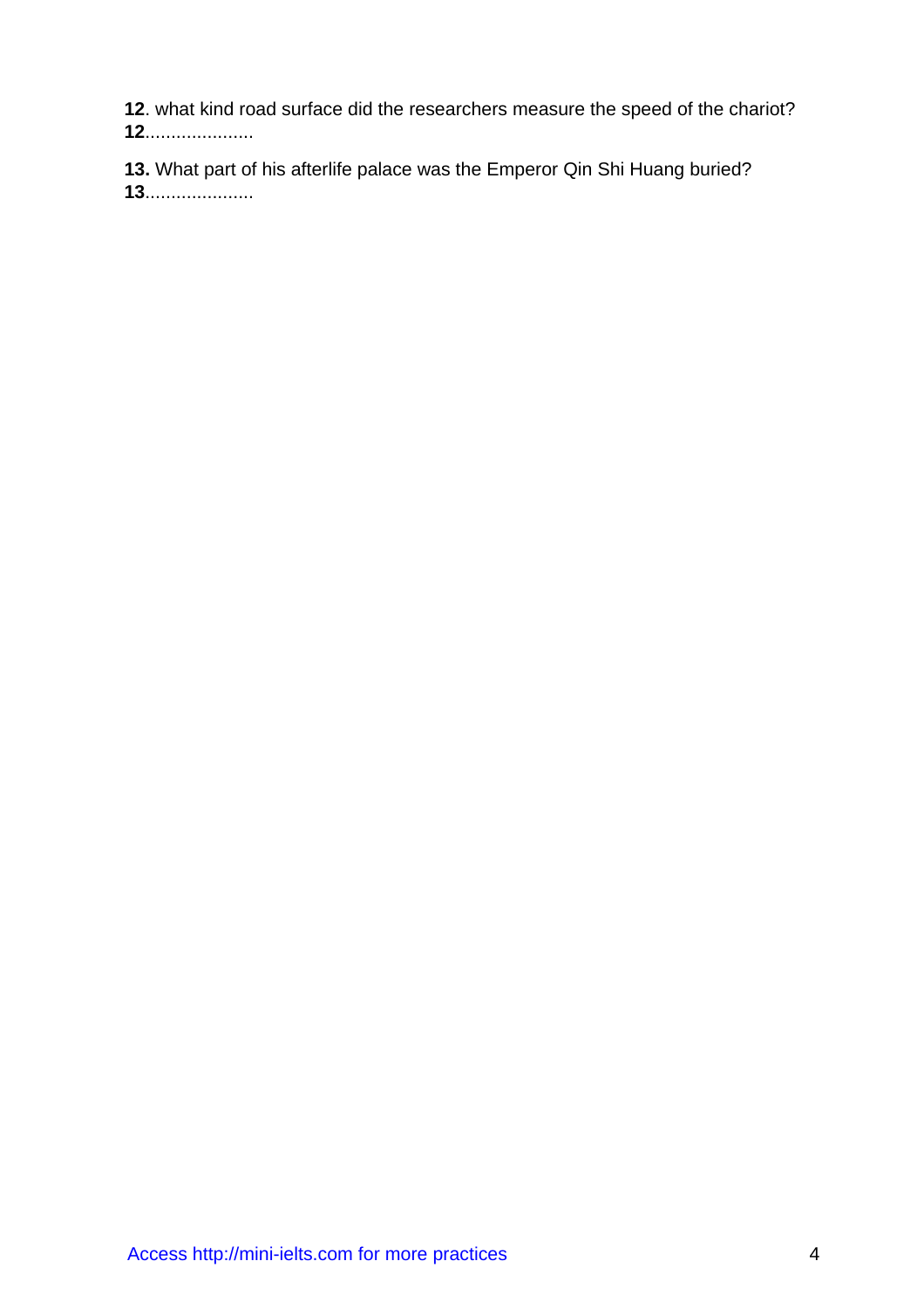**12**. what kind road surface did the researchers measure the speed of the chariot?
**12**....................

**13.** What part of his afterlife palace was the Emperor Qin Shi Huang buried?
**13**....................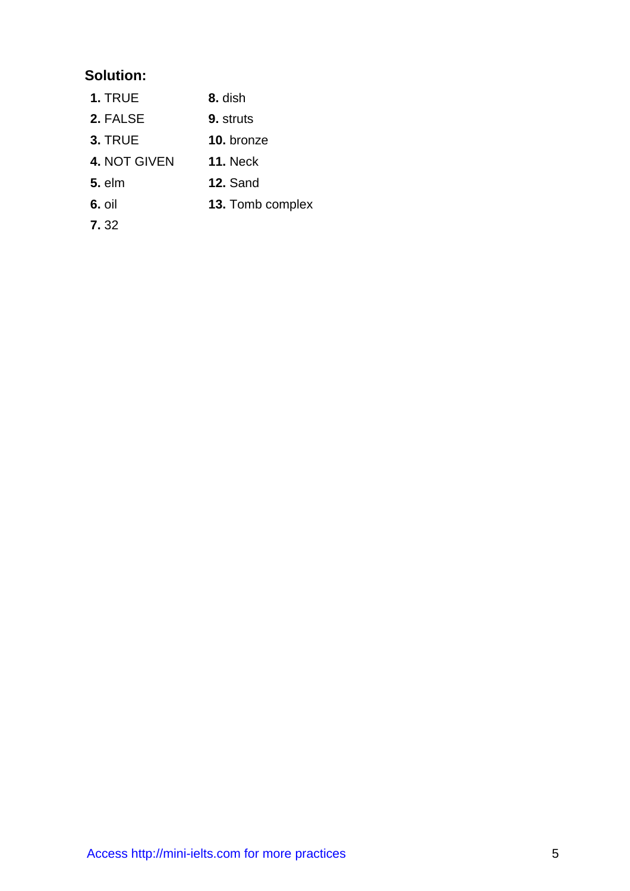**Solution:**

**1.** TRUE
**2.** FALSE
**3.** TRUE
**4.** NOT GIVEN
**5.** elm
**6.** oil
**7.** 32
**8.** dish
**9.** struts
**10.** bronze
**11.** Neck
**12.** Sand
**13.** Tomb complex

Access http://mini-ielts.com for more practices